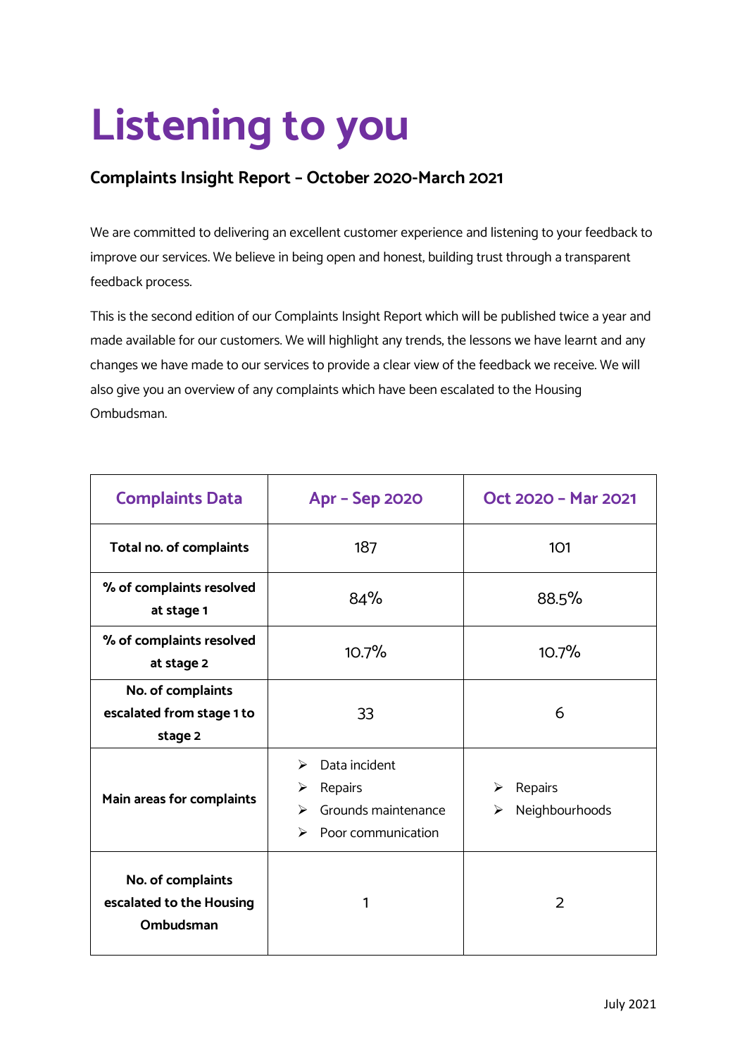# Listening to you

## Complaints Insight Report – October 2020-March 2021

We are committed to delivering an excellent customer experience and listening to your feedback to improve our services. We believe in being open and honest, building trust through a transparent feedback process.

This is the second edition of our Complaints Insight Report which will be published twice a year and made available for our customers. We will highlight any trends, the lessons we have learnt and any changes we have made to our services to provide a clear view of the feedback we receive. We will also give you an overview of any complaints which have been escalated to the Housing Ombudsman.

| Complaints Data | Apr – Sep 2020 | Oct 2020 – Mar 2021 |
|---|---|---|
| **Total no. of complaints** | 187 | 101 |
| **% of complaints resolved at stage 1** | 84% | 88.5% |
| **% of complaints resolved at stage 2** | 10.7% | 10.7% |
| **No. of complaints escalated from stage 1 to stage 2** | 33 | 6 |
| **Main areas for complaints** | ➢ Data incident<br>➢ Repairs<br>➢ Grounds maintenance<br>➢ Poor communication | ➢ Repairs<br>➢ Neighbourhoods |
| **No. of complaints escalated to the Housing Ombudsman** | 1 | 2 |

July 2021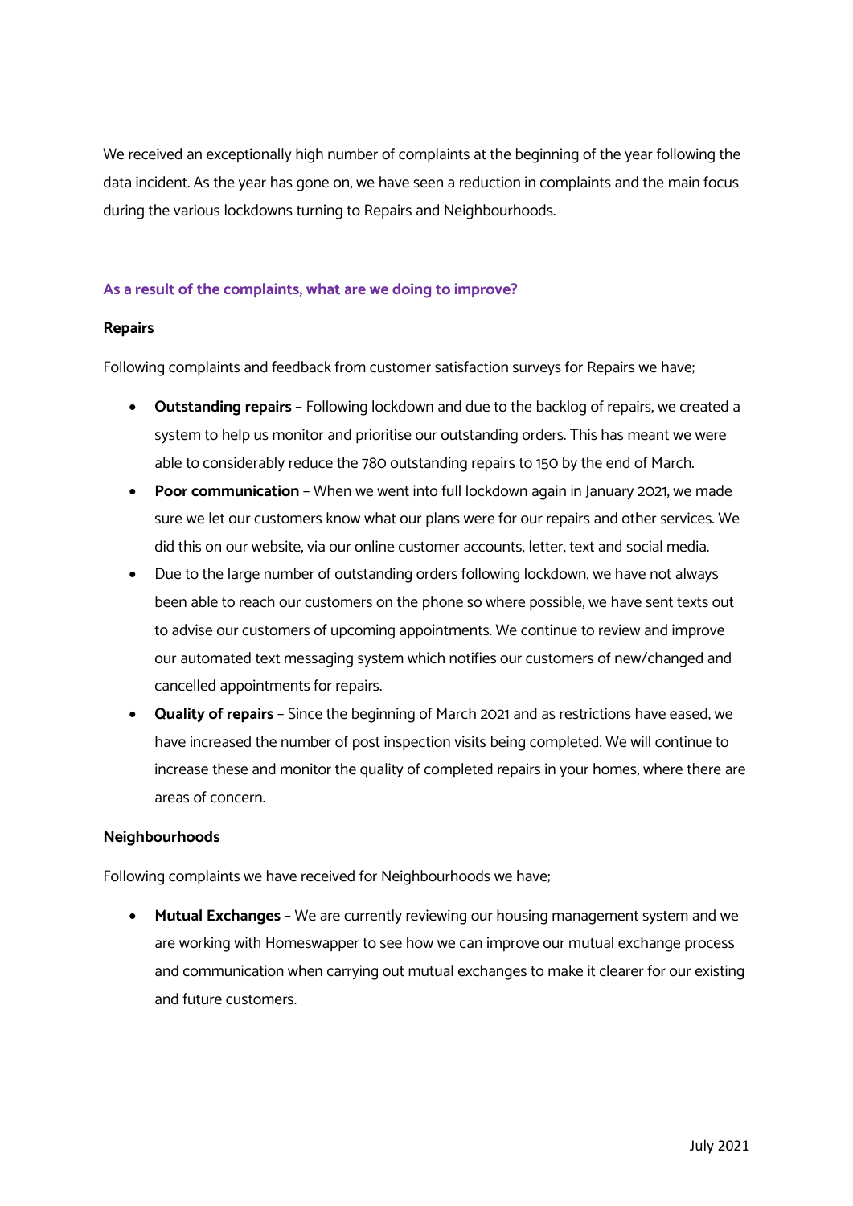We received an exceptionally high number of complaints at the beginning of the year following the data incident. As the year has gone on, we have seen a reduction in complaints and the main focus during the various lockdowns turning to Repairs and Neighbourhoods.

## As a result of the complaints, what are we doing to improve?

### Repairs

Following complaints and feedback from customer satisfaction surveys for Repairs we have;

- **Outstanding repairs** – Following lockdown and due to the backlog of repairs, we created a system to help us monitor and prioritise our outstanding orders. This has meant we were able to considerably reduce the 780 outstanding repairs to 150 by the end of March.
- **Poor communication** – When we went into full lockdown again in January 2021, we made sure we let our customers know what our plans were for our repairs and other services. We did this on our website, via our online customer accounts, letter, text and social media.
- Due to the large number of outstanding orders following lockdown, we have not always been able to reach our customers on the phone so where possible, we have sent texts out to advise our customers of upcoming appointments. We continue to review and improve our automated text messaging system which notifies our customers of new/changed and cancelled appointments for repairs.
- **Quality of repairs** – Since the beginning of March 2021 and as restrictions have eased, we have increased the number of post inspection visits being completed. We will continue to increase these and monitor the quality of completed repairs in your homes, where there are areas of concern.

### Neighbourhoods

Following complaints we have received for Neighbourhoods we have;

- **Mutual Exchanges** – We are currently reviewing our housing management system and we are working with Homeswapper to see how we can improve our mutual exchange process and communication when carrying out mutual exchanges to make it clearer for our existing and future customers.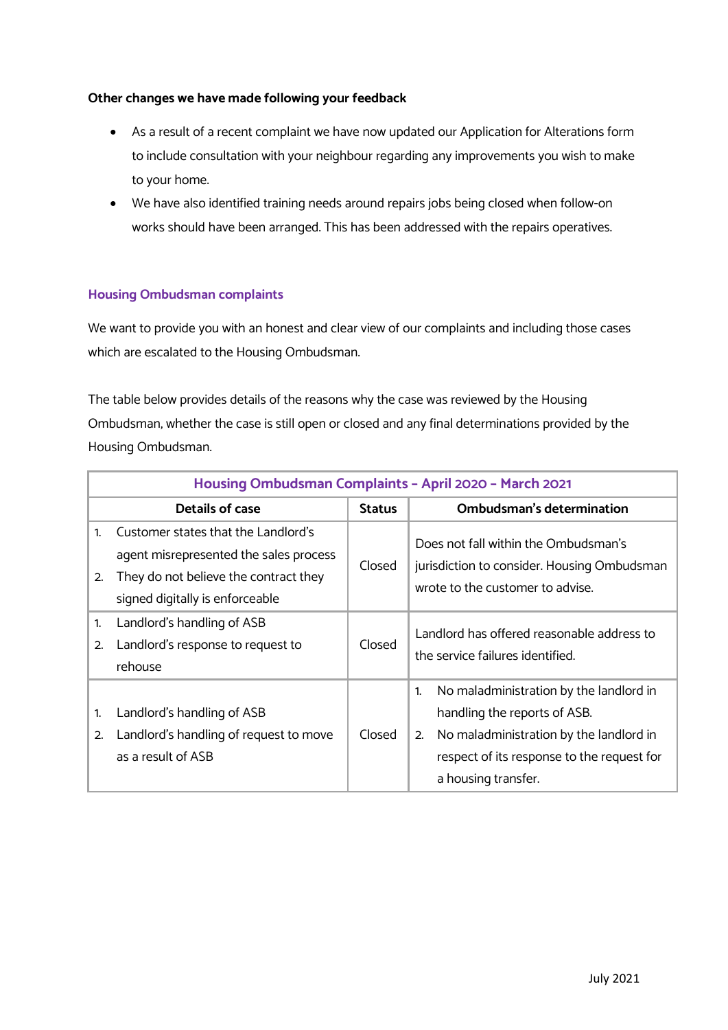**Other changes we have made following your feedback**

- As a result of a recent complaint we have now updated our Application for Alterations form to include consultation with your neighbour regarding any improvements you wish to make to your home.
- We have also identified training needs around repairs jobs being closed when follow-on works should have been arranged. This has been addressed with the repairs operatives.

## Housing Ombudsman complaints

We want to provide you with an honest and clear view of our complaints and including those cases which are escalated to the Housing Ombudsman.

The table below provides details of the reasons why the case was reviewed by the Housing Ombudsman, whether the case is still open or closed and any final determinations provided by the Housing Ombudsman.

| Housing Ombudsman Complaints – April 2020 – March 2021 | | |
|---|---|---|
| **Details of case** | **Status** | **Ombudsman's determination** |
| 1. Customer states that the Landlord's agent misrepresented the sales process<br>2. They do not believe the contract they signed digitally is enforceable | Closed | Does not fall within the Ombudsman's jurisdiction to consider. Housing Ombudsman wrote to the customer to advise. |
| 1. Landlord's handling of ASB<br>2. Landlord's response to request to rehouse | Closed | Landlord has offered reasonable address to the service failures identified. |
| 1. Landlord's handling of ASB<br>2. Landlord's handling of request to move as a result of ASB | Closed | 1. No maladministration by the landlord in handling the reports of ASB.<br>2. No maladministration by the landlord in respect of its response to the request for a housing transfer. |

July 2021